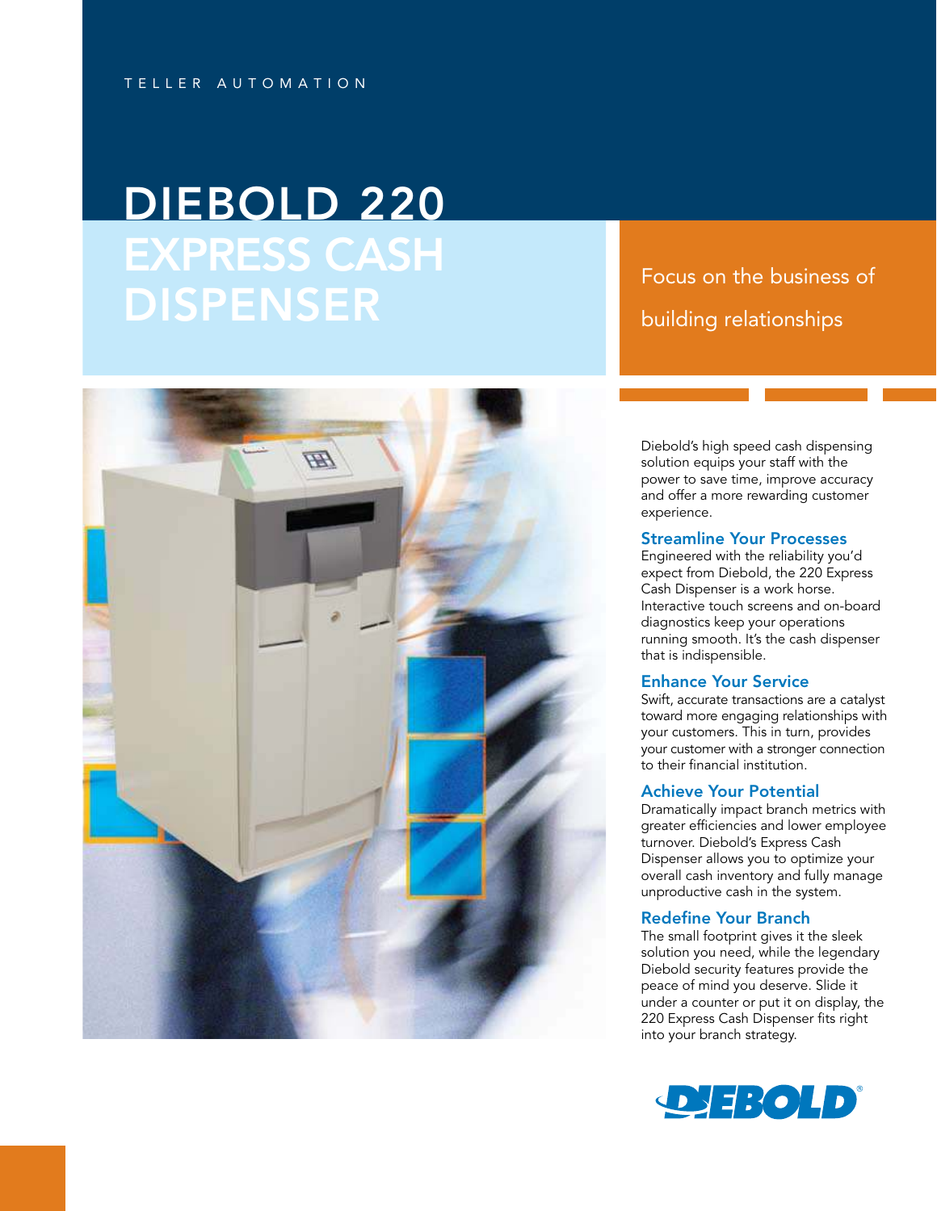TELLER AUTOMATION

# DIEBOLD 220 EXPRESS CASH DISPENSER

Focus on the business of building relationships

Diebold's high speed cash dispensing solution equips your staff with the power to save time, improve accuracy and offer a more rewarding customer experience.

## Streamline Your Processes

Engineered with the reliability you'd expect from Diebold, the 220 Express Cash Dispenser is a work horse. Interactive touch screens and on-board diagnostics keep your operations running smooth. It's the cash dispenser that is indispensable.

## Enhance Your Service

Swift, accurate transactions are a catalyst toward more engaging relationships with your customers. This in turn, provides your customer with a stronger connection to their financial institution.

## Achieve Your Potential

Dramatically impact branch metrics with greater efficiencies and lower employee turnover. Diebold's Express Cash Dispenser allows you to optimize your overall cash inventory and fully manage unproductive cash in the system.

## Redefine Your Branch

The small footprint gives it the sleek solution you need, while the legendary Diebold security features provide the peace of mind you deserve. Slide it under a counter or put it on display, the 220 Express Cash Dispenser fits right into your branch strategy.

DIEBOLD®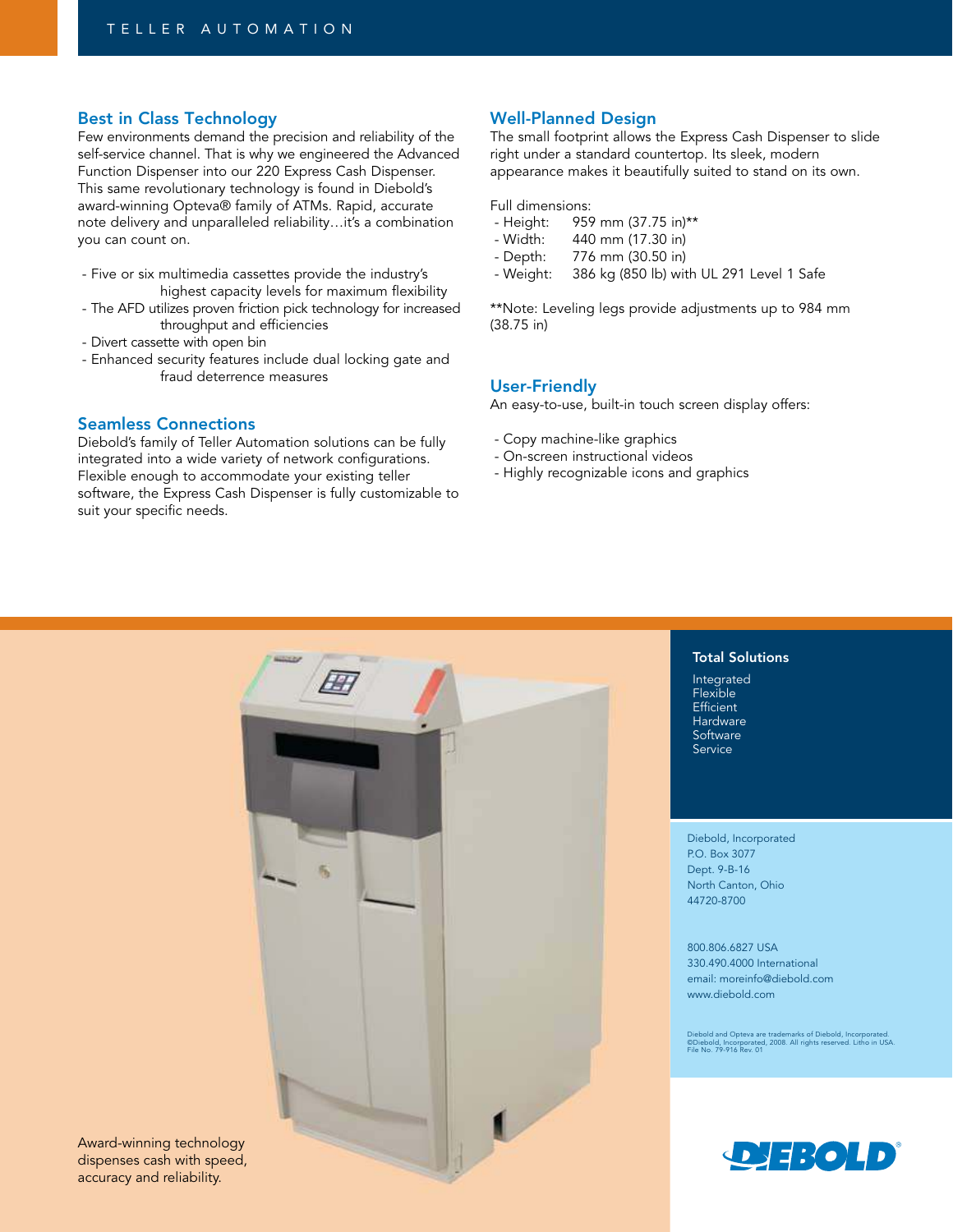## Best in Class Technology

Few environments demand the precision and reliability of the self-service channel. That is why we engineered the Advanced Function Dispenser into our 220 Express Cash Dispenser. This same revolutionary technology is found in Diebold's award-winning Opteva® family of ATMs. Rapid, accurate note delivery and unparalleled reliability…it's a combination you can count on.

- Five or six multimedia cassettes provide the industry's highest capacity levels for maximum flexibility
- The AFD utilizes proven friction pick technology for increased throughput and efficiencies
- Divert cassette with open bin
- Enhanced security features include dual locking gate and fraud deterrence measures

## Seamless Connections

Diebold's family of Teller Automation solutions can be fully integrated into a wide variety of network configurations. Flexible enough to accommodate your existing teller software, the Express Cash Dispenser is fully customizable to suit your specific needs.

## Well-Planned Design

The small footprint allows the Express Cash Dispenser to slide right under a standard countertop. Its sleek, modern appearance makes it beautifully suited to stand on its own.

Full dimensions:

- Height: 959 mm (37.75 in)**
- Width: 440 mm (17.30 in)
- Depth: 776 mm (30.50 in)
- Weight: 386 kg (850 lb) with UL 291 Level 1 Safe

**Note: Leveling legs provide adjustments up to 984 mm (38.75 in)

## User-Friendly

An easy-to-use, built-in touch screen display offers:

- Copy machine-like graphics
- On-screen instructional videos
- Highly recognizable icons and graphics

Award-winning technology dispenses cash with speed, accuracy and reliability.

### Total Solutions

Integrated
Flexible
Efficient
Hardware
Software
Service

Diebold, Incorporated
P.O. Box 3077
Dept. 9-B-16
North Canton, Ohio
44720-8700

800.806.6827 USA
330.490.4000 International
email: moreinfo@diebold.com
www.diebold.com

Diebold and Opteva are trademarks of Diebold, Incorporated.
©Diebold, Incorporated, 2008. All rights reserved. Litho in USA.
File No. 79-916 Rev. 01

DIEBOLD®